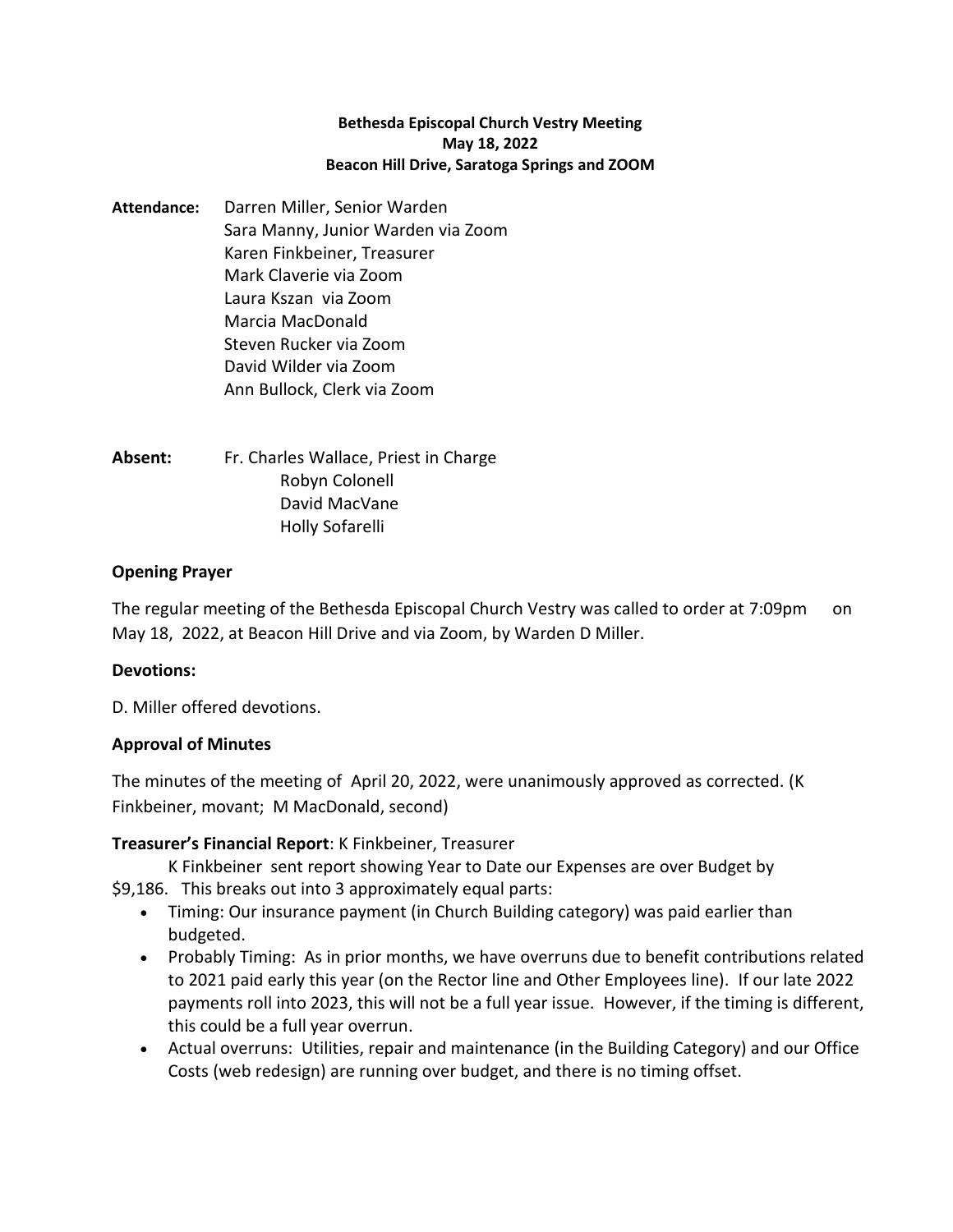**Bethesda Episcopal Church Vestry Meeting**
**May 18, 2022**
**Beacon Hill Drive, Saratoga Springs and ZOOM**

**Attendance:** Darren Miller, Senior Warden
Sara Manny, Junior Warden via Zoom
Karen Finkbeiner, Treasurer
Mark Claverie via Zoom
Laura Kszan via Zoom
Marcia MacDonald
Steven Rucker via Zoom
David Wilder via Zoom
Ann Bullock, Clerk via Zoom

**Absent:** Fr. Charles Wallace, Priest in Charge
Robyn Colonell
David MacVane
Holly Sofarelli

**Opening Prayer**

The regular meeting of the Bethesda Episcopal Church Vestry was called to order at 7:09pm on May 18, 2022, at Beacon Hill Drive and via Zoom, by Warden D Miller.

**Devotions:**

D. Miller offered devotions.

**Approval of Minutes**

The minutes of the meeting of April 20, 2022, were unanimously approved as corrected. (K Finkbeiner, movant; M MacDonald, second)

**Treasurer's Financial Report**: K Finkbeiner, Treasurer

K Finkbeiner sent report showing Year to Date our Expenses are over Budget by $9,186. This breaks out into 3 approximately equal parts:

- Timing: Our insurance payment (in Church Building category) was paid earlier than budgeted.
- Probably Timing: As in prior months, we have overruns due to benefit contributions related to 2021 paid early this year (on the Rector line and Other Employees line). If our late 2022 payments roll into 2023, this will not be a full year issue. However, if the timing is different, this could be a full year overrun.
- Actual overruns: Utilities, repair and maintenance (in the Building Category) and our Office Costs (web redesign) are running over budget, and there is no timing offset.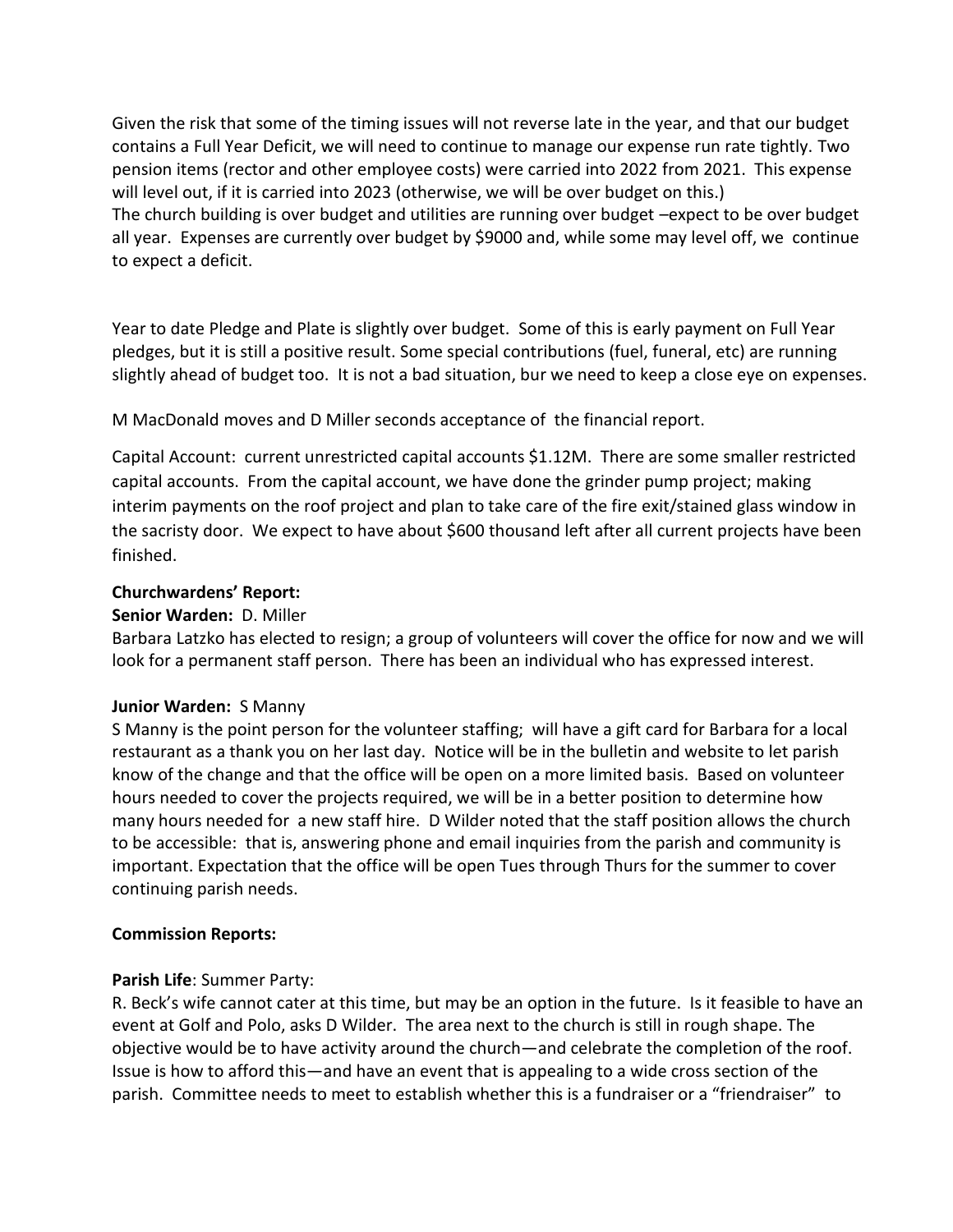Given the risk that some of the timing issues will not reverse late in the year, and that our budget contains a Full Year Deficit, we will need to continue to manage our expense run rate tightly. Two pension items (rector and other employee costs) were carried into 2022 from 2021. This expense will level out, if it is carried into 2023 (otherwise, we will be over budget on this.)
The church building is over budget and utilities are running over budget –expect to be over budget all year. Expenses are currently over budget by $9000 and, while some may level off, we continue to expect a deficit.

Year to date Pledge and Plate is slightly over budget. Some of this is early payment on Full Year pledges, but it is still a positive result. Some special contributions (fuel, funeral, etc) are running slightly ahead of budget too. It is not a bad situation, bur we need to keep a close eye on expenses.

M MacDonald moves and D Miller seconds acceptance of the financial report.

Capital Account: current unrestricted capital accounts $1.12M. There are some smaller restricted capital accounts. From the capital account, we have done the grinder pump project; making interim payments on the roof project and plan to take care of the fire exit/stained glass window in the sacristy door. We expect to have about $600 thousand left after all current projects have been finished.

**Churchwardens' Report:**

**Senior Warden:** D. Miller

Barbara Latzko has elected to resign; a group of volunteers will cover the office for now and we will look for a permanent staff person. There has been an individual who has expressed interest.

**Junior Warden:** S Manny

S Manny is the point person for the volunteer staffing; will have a gift card for Barbara for a local restaurant as a thank you on her last day. Notice will be in the bulletin and website to let parish know of the change and that the office will be open on a more limited basis. Based on volunteer hours needed to cover the projects required, we will be in a better position to determine how many hours needed for a new staff hire. D Wilder noted that the staff position allows the church to be accessible: that is, answering phone and email inquiries from the parish and community is important. Expectation that the office will be open Tues through Thurs for the summer to cover continuing parish needs.

**Commission Reports:**

**Parish Life**: Summer Party:

R. Beck's wife cannot cater at this time, but may be an option in the future. Is it feasible to have an event at Golf and Polo, asks D Wilder. The area next to the church is still in rough shape. The objective would be to have activity around the church—and celebrate the completion of the roof. Issue is how to afford this—and have an event that is appealing to a wide cross section of the parish. Committee needs to meet to establish whether this is a fundraiser or a "friendraiser" to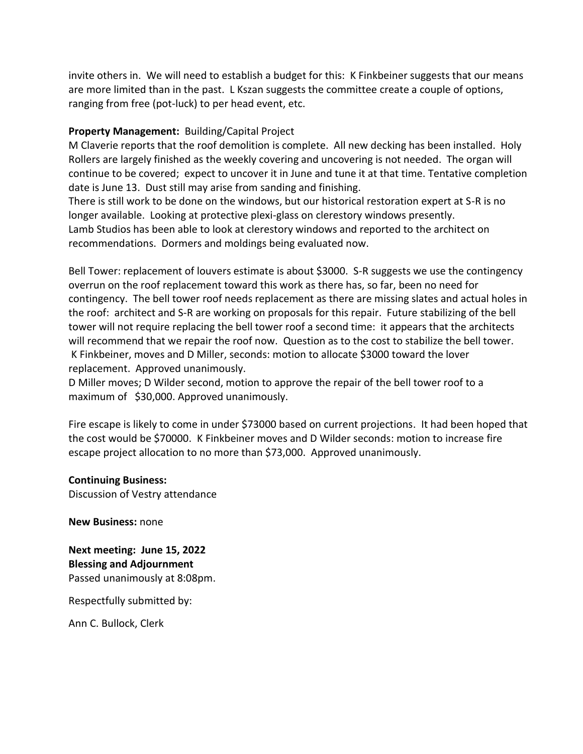invite others in. We will need to establish a budget for this: K Finkbeiner suggests that our means are more limited than in the past. L Kszan suggests the committee create a couple of options, ranging from free (pot-luck) to per head event, etc.

**Property Management:** Building/Capital Project

M Claverie reports that the roof demolition is complete. All new decking has been installed. Holy Rollers are largely finished as the weekly covering and uncovering is not needed. The organ will continue to be covered; expect to uncover it in June and tune it at that time. Tentative completion date is June 13. Dust still may arise from sanding and finishing.

There is still work to be done on the windows, but our historical restoration expert at S-R is no longer available. Looking at protective plexi-glass on clerestory windows presently.

Lamb Studios has been able to look at clerestory windows and reported to the architect on recommendations. Dormers and moldings being evaluated now.

Bell Tower: replacement of louvers estimate is about $3000. S-R suggests we use the contingency overrun on the roof replacement toward this work as there has, so far, been no need for contingency. The bell tower roof needs replacement as there are missing slates and actual holes in the roof: architect and S-R are working on proposals for this repair. Future stabilizing of the bell tower will not require replacing the bell tower roof a second time: it appears that the architects will recommend that we repair the roof now. Question as to the cost to stabilize the bell tower. K Finkbeiner, moves and D Miller, seconds: motion to allocate $3000 toward the lover replacement. Approved unanimously.

D Miller moves; D Wilder second, motion to approve the repair of the bell tower roof to a maximum of $30,000. Approved unanimously.

Fire escape is likely to come in under $73000 based on current projections. It had been hoped that the cost would be $70000. K Finkbeiner moves and D Wilder seconds: motion to increase fire escape project allocation to no more than $73,000. Approved unanimously.

**Continuing Business:**

Discussion of Vestry attendance

**New Business:** none

**Next meeting: June 15, 2022**

**Blessing and Adjournment**

Passed unanimously at 8:08pm.

Respectfully submitted by:

Ann C. Bullock, Clerk